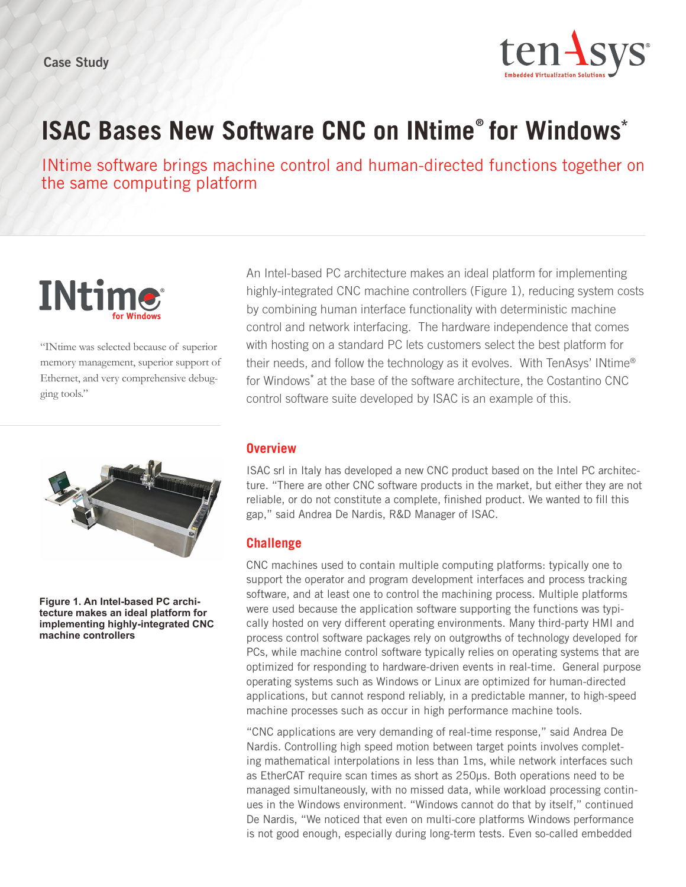Case Study

# ISAC Bases New Software CNC on INtime® for Windows*

## INtime software brings machine control and human-directed functions together on the same computing platform

INtime for Windows

"INtime was selected because of superior memory management, superior support of Ethernet, and very comprehensive debugging tools."

An Intel-based PC architecture makes an ideal platform for implementing highly-integrated CNC machine controllers (Figure 1), reducing system costs by combining human interface functionality with deterministic machine control and network interfacing. The hardware independence that comes with hosting on a standard PC lets customers select the best platform for their needs, and follow the technology as it evolves. With TenAsys' INtime® for Windows* at the base of the software architecture, the Costantino CNC control software suite developed by ISAC is an example of this.

**Figure 1. An Intel-based PC architecture makes an ideal platform for implementing highly-integrated CNC machine controllers**

### Overview

ISAC srl in Italy has developed a new CNC product based on the Intel PC architecture. "There are other CNC software products in the market, but either they are not reliable, or do not constitute a complete, finished product. We wanted to fill this gap," said Andrea De Nardis, R&D Manager of ISAC.

### Challenge

CNC machines used to contain multiple computing platforms: typically one to support the operator and program development interfaces and process tracking software, and at least one to control the machining process. Multiple platforms were used because the application software supporting the functions was typically hosted on very different operating environments. Many third-party HMI and process control software packages rely on outgrowths of technology developed for PCs, while machine control software typically relies on operating systems that are optimized for responding to hardware-driven events in real-time. General purpose operating systems such as Windows or Linux are optimized for human-directed applications, but cannot respond reliably, in a predictable manner, to high-speed machine processes such as occur in high performance machine tools.

"CNC applications are very demanding of real-time response," said Andrea De Nardis. Controlling high speed motion between target points involves completing mathematical interpolations in less than 1ms, while network interfaces such as EtherCAT require scan times as short as 250µs. Both operations need to be managed simultaneously, with no missed data, while workload processing continues in the Windows environment. "Windows cannot do that by itself," continued De Nardis, "We noticed that even on multi-core platforms Windows performance is not good enough, especially during long-term tests. Even so-called embedded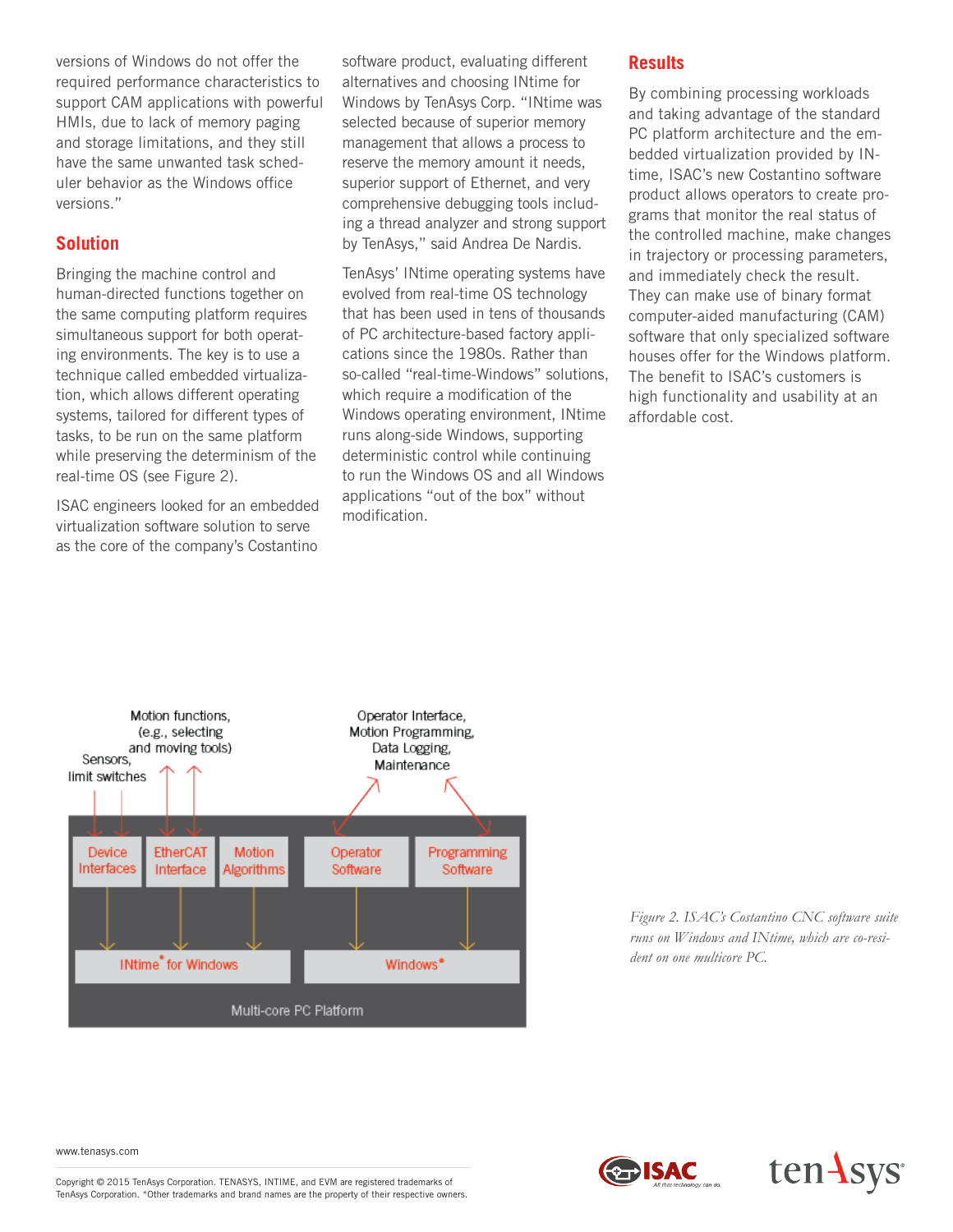versions of Windows do not offer the required performance characteristics to support CAM applications with powerful HMIs, due to lack of memory paging and storage limitations, and they still have the same unwanted task scheduler behavior as the Windows office versions."

## Solution

Bringing the machine control and human-directed functions together on the same computing platform requires simultaneous support for both operating environments. The key is to use a technique called embedded virtualization, which allows different operating systems, tailored for different types of tasks, to be run on the same platform while preserving the determinism of the real-time OS (see Figure 2).

ISAC engineers looked for an embedded virtualization software solution to serve as the core of the company's Costantino software product, evaluating different alternatives and choosing INtime for Windows by TenAsys Corp. "INtime was selected because of superior memory management that allows a process to reserve the memory amount it needs, superior support of Ethernet, and very comprehensive debugging tools including a thread analyzer and strong support by TenAsys," said Andrea De Nardis.

TenAsys' INtime operating systems have evolved from real-time OS technology that has been used in tens of thousands of PC architecture-based factory applications since the 1980s. Rather than so-called "real-time-Windows" solutions, which require a modification of the Windows operating environment, INtime runs along-side Windows, supporting deterministic control while continuing to run the Windows OS and all Windows applications "out of the box" without modification.

## Results

By combining processing workloads and taking advantage of the standard PC platform architecture and the embedded virtualization provided by INtime, ISAC's new Costantino software product allows operators to create programs that monitor the real status of the controlled machine, make changes in trajectory or processing parameters, and immediately check the result. They can make use of binary format computer-aided manufacturing (CAM) software that only specialized software houses offer for the Windows platform. The benefit to ISAC's customers is high functionality and usability at an affordable cost.

Sensors, limit switches

Motion functions, (e.g., selecting and moving tools)

Operator Interface, Motion Programming, Data Logging, Maintenance

Device Interfaces

EtherCAT Interface

Motion Algorithms

Operator Software

Programming Software

INtime* for Windows

Windows*

Multi-core PC Platform

*Figure 2. ISAC's Costantino CNC software suite runs on Windows and INtime, which are co-resident on one multicore PC.*

www.tenasys.com

Copyright © 2015 TenAsys Corporation. TENASYS, INTIME, and EVM are registered trademarks of TenAsys Corporation. *Other trademarks and brand names are the property of their respective owners.